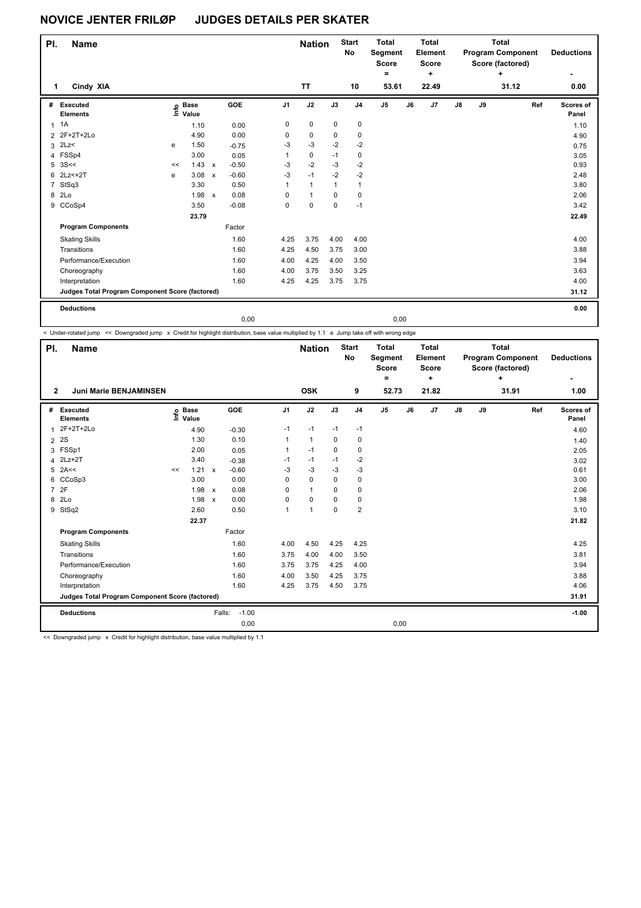# NOVICE JENTER FRILØP JUDGES DETAILS PER SKATER

| Pl. | Name | Nation | Start No | Total Segment Score = | Total Element Score + | Total Program Component Score (factored) + | Deductions - |
|---|---|---|---|---|---|---|---|
| 1 | Cindy XIA | TT | 10 | 53.61 | 22.49 | 31.12 | 0.00 |

| # | Executed Elements | Info | Base Value | | GOE | J1 | J2 | J3 | J4 | J5 | J6 | J7 | J8 | J9 | Ref | Scores of Panel |
|---|---|---|---|---|---|---|---|---|---|---|---|---|---|---|---|---|
| 1 | 1A | | 1.10 | | 0.00 | 0 | 0 | 0 | 0 | | | | | | | 1.10 |
| 2 | 2F+2T+2Lo | | 4.90 | | 0.00 | 0 | 0 | 0 | 0 | | | | | | | 4.90 |
| 3 | 2Lz< | e | 1.50 | | -0.75 | -3 | -3 | -2 | -2 | | | | | | | 0.75 |
| 4 | FSSp4 | | 3.00 | | 0.05 | 1 | 0 | -1 | 0 | | | | | | | 3.05 |
| 5 | 3S<< | << | 1.43 | x | -0.50 | -3 | -2 | -3 | -2 | | | | | | | 0.93 |
| 6 | 2Lz<+2T | e | 3.08 | x | -0.60 | -3 | -1 | -2 | -2 | | | | | | | 2.48 |
| 7 | StSq3 | | 3.30 | | 0.50 | 1 | 1 | 1 | 1 | | | | | | | 3.80 |
| 8 | 2Lo | | 1.98 | x | 0.08 | 0 | 1 | 0 | 0 | | | | | | | 2.06 |
| 9 | CCoSp4 | | 3.50 | | -0.08 | 0 | 0 | 0 | -1 | | | | | | | 3.42 |
| | | | 23.79 | | | | | | | | | | | | | 22.49 |
| | **Program Components** | | | | Factor | | | | | | | | | | | |
| | Skating Skills | | | | 1.60 | 4.25 | 3.75 | 4.00 | 4.00 | | | | | | | 4.00 |
| | Transitions | | | | 1.60 | 4.25 | 4.50 | 3.75 | 3.00 | | | | | | | 3.88 |
| | Performance/Execution | | | | 1.60 | 4.00 | 4.25 | 4.00 | 3.50 | | | | | | | 3.94 |
| | Choreography | | | | 1.60 | 4.00 | 3.75 | 3.50 | 3.25 | | | | | | | 3.63 |
| | Interpretation | | | | 1.60 | 4.25 | 4.25 | 3.75 | 3.75 | | | | | | | 4.00 |
| | **Judges Total Program Component Score (factored)** | | | | | | | | | | | | | | | 31.12 |
| | **Deductions** | | | | | | | | | | | | | | | 0.00 |
| | | | | | 0,00 | | | | | 0,00 | | | | | | |

< Under-rotated jump << Downgraded jump x Credit for highlight distribution, base value multiplied by 1.1 e Jump take off with wrong edge

| Pl. | Name | Nation | Start No | Total Segment Score = | Total Element Score + | Total Program Component Score (factored) + | Deductions - |
|---|---|---|---|---|---|---|---|
| 2 | Juni Marie BENJAMINSEN | OSK | 9 | 52.73 | 21.82 | 31.91 | 1.00 |

| # | Executed Elements | Info | Base Value | | GOE | J1 | J2 | J3 | J4 | J5 | J6 | J7 | J8 | J9 | Ref | Scores of Panel |
|---|---|---|---|---|---|---|---|---|---|---|---|---|---|---|---|---|
| 1 | 2F+2T+2Lo | | 4.90 | | -0.30 | -1 | -1 | -1 | -1 | | | | | | | 4.60 |
| 2 | 2S | | 1.30 | | 0.10 | 1 | 1 | 0 | 0 | | | | | | | 1.40 |
| 3 | FSSp1 | | 2.00 | | 0.05 | 1 | -1 | 0 | 0 | | | | | | | 2.05 |
| 4 | 2Lz+2T | | 3.40 | | -0.38 | -1 | -1 | -1 | -2 | | | | | | | 3.02 |
| 5 | 2A<< | << | 1.21 | x | -0.60 | -3 | -3 | -3 | -3 | | | | | | | 0.61 |
| 6 | CCoSp3 | | 3.00 | | 0.00 | 0 | 0 | 0 | 0 | | | | | | | 3.00 |
| 7 | 2F | | 1.98 | x | 0.08 | 0 | 1 | 0 | 0 | | | | | | | 2.06 |
| 8 | 2Lo | | 1.98 | x | 0.00 | 0 | 0 | 0 | 0 | | | | | | | 1.98 |
| 9 | StSq2 | | 2.60 | | 0.50 | 1 | 1 | 0 | 2 | | | | | | | 3.10 |
| | | | 22.37 | | | | | | | | | | | | | 21.82 |
| | **Program Components** | | | | Factor | | | | | | | | | | | |
| | Skating Skills | | | | 1.60 | 4.00 | 4.50 | 4.25 | 4.25 | | | | | | | 4.25 |
| | Transitions | | | | 1.60 | 3.75 | 4.00 | 4.00 | 3.50 | | | | | | | 3.81 |
| | Performance/Execution | | | | 1.60 | 3.75 | 3.75 | 4.25 | 4.00 | | | | | | | 3.94 |
| | Choreography | | | | 1.60 | 4.00 | 3.50 | 4.25 | 3.75 | | | | | | | 3.88 |
| | Interpretation | | | | 1.60 | 4.25 | 3.75 | 4.50 | 3.75 | | | | | | | 4.06 |
| | **Judges Total Program Component Score (factored)** | | | | | | | | | | | | | | | 31.91 |
| | **Deductions** | | | Falls: | -1.00 | | | | | | | | | | | -1.00 |
| | | | | | 0,00 | | | | | 0,00 | | | | | | |

<< Downgraded jump x Credit for highlight distribution, base value multiplied by 1.1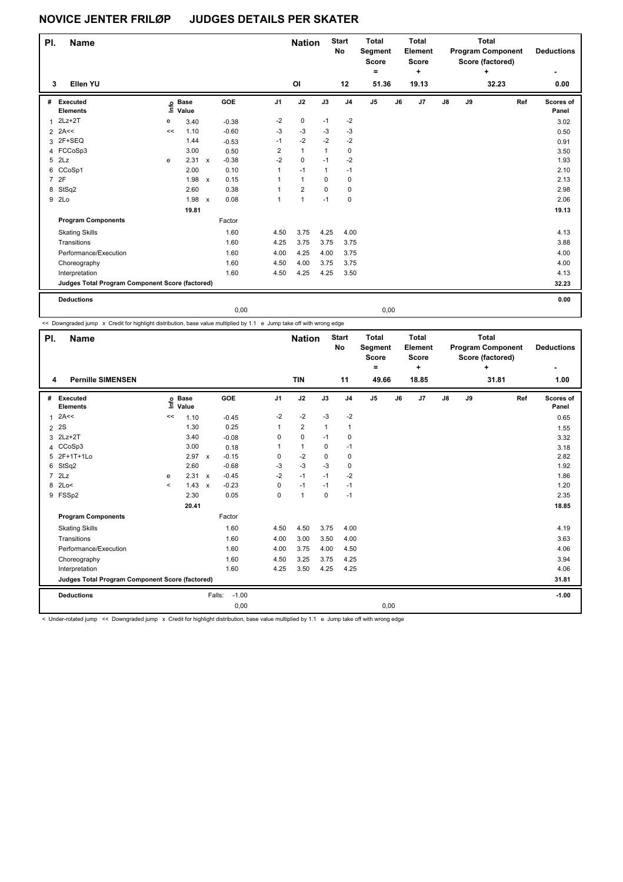# NOVICE JENTER FRILØP JUDGES DETAILS PER SKATER

| Pl. | Name | Nation | Start No | Total Segment Score = | Total Element Score + | Total Program Component Score (factored) + | Deductions - |
|---|---|---|---|---|---|---|---|
| 3 | Ellen YU | OI | 12 | 51.36 | 19.13 | 32.23 | 0.00 |

| # | Executed Elements | Info | Base Value | | GOE | J1 | J2 | J3 | J4 | J5 | J6 | J7 | J8 | J9 | Ref | Scores of Panel |
|---|---|---|---|---|---|---|---|---|---|---|---|---|---|---|---|---|
| 1 | 2Lz+2T | e | 3.40 | | -0.38 | -2 | 0 | -1 | -2 | | | | | | | 3.02 |
| 2 | 2A<< | << | 1.10 | | -0.60 | -3 | -3 | -3 | -3 | | | | | | | 0.50 |
| 3 | 2F+SEQ | | 1.44 | | -0.53 | -1 | -2 | -2 | -2 | | | | | | | 0.91 |
| 4 | FCCoSp3 | | 3.00 | | 0.50 | 2 | 1 | 1 | 0 | | | | | | | 3.50 |
| 5 | 2Lz | e | 2.31 | x | -0.38 | -2 | 0 | -1 | -2 | | | | | | | 1.93 |
| 6 | CCoSp1 | | 2.00 | | 0.10 | 1 | -1 | 1 | -1 | | | | | | | 2.10 |
| 7 | 2F | | 1.98 | x | 0.15 | 1 | 1 | 0 | 0 | | | | | | | 2.13 |
| 8 | StSq2 | | 2.60 | | 0.38 | 1 | 2 | 0 | 0 | | | | | | | 2.98 |
| 9 | 2Lo | | 1.98 | x | 0.08 | 1 | 1 | -1 | 0 | | | | | | | 2.06 |
| | | | 19.81 | | | | | | | | | | | | | 19.13 |
| | **Program Components** | | | | Factor | | | | | | | | | | | |
| | Skating Skills | | | | 1.60 | 4.50 | 3.75 | 4.25 | 4.00 | | | | | | | 4.13 |
| | Transitions | | | | 1.60 | 4.25 | 3.75 | 3.75 | 3.75 | | | | | | | 3.88 |
| | Performance/Execution | | | | 1.60 | 4.00 | 4.25 | 4.00 | 3.75 | | | | | | | 4.00 |
| | Choreography | | | | 1.60 | 4.50 | 4.00 | 3.75 | 3.75 | | | | | | | 4.00 |
| | Interpretation | | | | 1.60 | 4.50 | 4.25 | 4.25 | 3.50 | | | | | | | 4.13 |
| | **Judges Total Program Component Score (factored)** | | | | | | | | | | | | | | | 32.23 |
| | **Deductions** | | | | | | | | | | | | | | | 0.00 |
| | | | | | 0,00 | | | | | 0,00 | | | | | | |

<< Downgraded jump x Credit for highlight distribution, base value multiplied by 1.1 e Jump take off with wrong edge

| Pl. | Name | Nation | Start No | Total Segment Score = | Total Element Score + | Total Program Component Score (factored) + | Deductions - |
|---|---|---|---|---|---|---|---|
| 4 | Pernille SIMENSEN | TIN | 11 | 49.66 | 18.85 | 31.81 | 1.00 |

| # | Executed Elements | Info | Base Value | | GOE | J1 | J2 | J3 | J4 | J5 | J6 | J7 | J8 | J9 | Ref | Scores of Panel |
|---|---|---|---|---|---|---|---|---|---|---|---|---|---|---|---|---|
| 1 | 2A<< | << | 1.10 | | -0.45 | -2 | -2 | -3 | -2 | | | | | | | 0.65 |
| 2 | 2S | | 1.30 | | 0.25 | 1 | 2 | 1 | 1 | | | | | | | 1.55 |
| 3 | 2Lz+2T | | 3.40 | | -0.08 | 0 | 0 | -1 | 0 | | | | | | | 3.32 |
| 4 | CCoSp3 | | 3.00 | | 0.18 | 1 | 1 | 0 | -1 | | | | | | | 3.18 |
| 5 | 2F+1T+1Lo | | 2.97 | x | -0.15 | 0 | -2 | 0 | 0 | | | | | | | 2.82 |
| 6 | StSq2 | | 2.60 | | -0.68 | -3 | -3 | -3 | 0 | | | | | | | 1.92 |
| 7 | 2Lz | e | 2.31 | x | -0.45 | -2 | -1 | -1 | -2 | | | | | | | 1.86 |
| 8 | 2Lo< | < | 1.43 | x | -0.23 | 0 | -1 | -1 | -1 | | | | | | | 1.20 |
| 9 | FSSp2 | | 2.30 | | 0.05 | 0 | 1 | 0 | -1 | | | | | | | 2.35 |
| | | | 20.41 | | | | | | | | | | | | | 18.85 |
| | **Program Components** | | | | Factor | | | | | | | | | | | |
| | Skating Skills | | | | 1.60 | 4.50 | 4.50 | 3.75 | 4.00 | | | | | | | 4.19 |
| | Transitions | | | | 1.60 | 4.00 | 3.00 | 3.50 | 4.00 | | | | | | | 3.63 |
| | Performance/Execution | | | | 1.60 | 4.00 | 3.75 | 4.00 | 4.50 | | | | | | | 4.06 |
| | Choreography | | | | 1.60 | 4.50 | 3.25 | 3.75 | 4.25 | | | | | | | 3.94 |
| | Interpretation | | | | 1.60 | 4.25 | 3.50 | 4.25 | 4.25 | | | | | | | 4.06 |
| | **Judges Total Program Component Score (factored)** | | | | | | | | | | | | | | | 31.81 |
| | **Deductions** | | | Falls: | -1.00 | | | | | | | | | | | -1.00 |
| | | | | | 0,00 | | | | | 0,00 | | | | | | |

< Under-rotated jump << Downgraded jump x Credit for highlight distribution, base value multiplied by 1.1 e Jump take off with wrong edge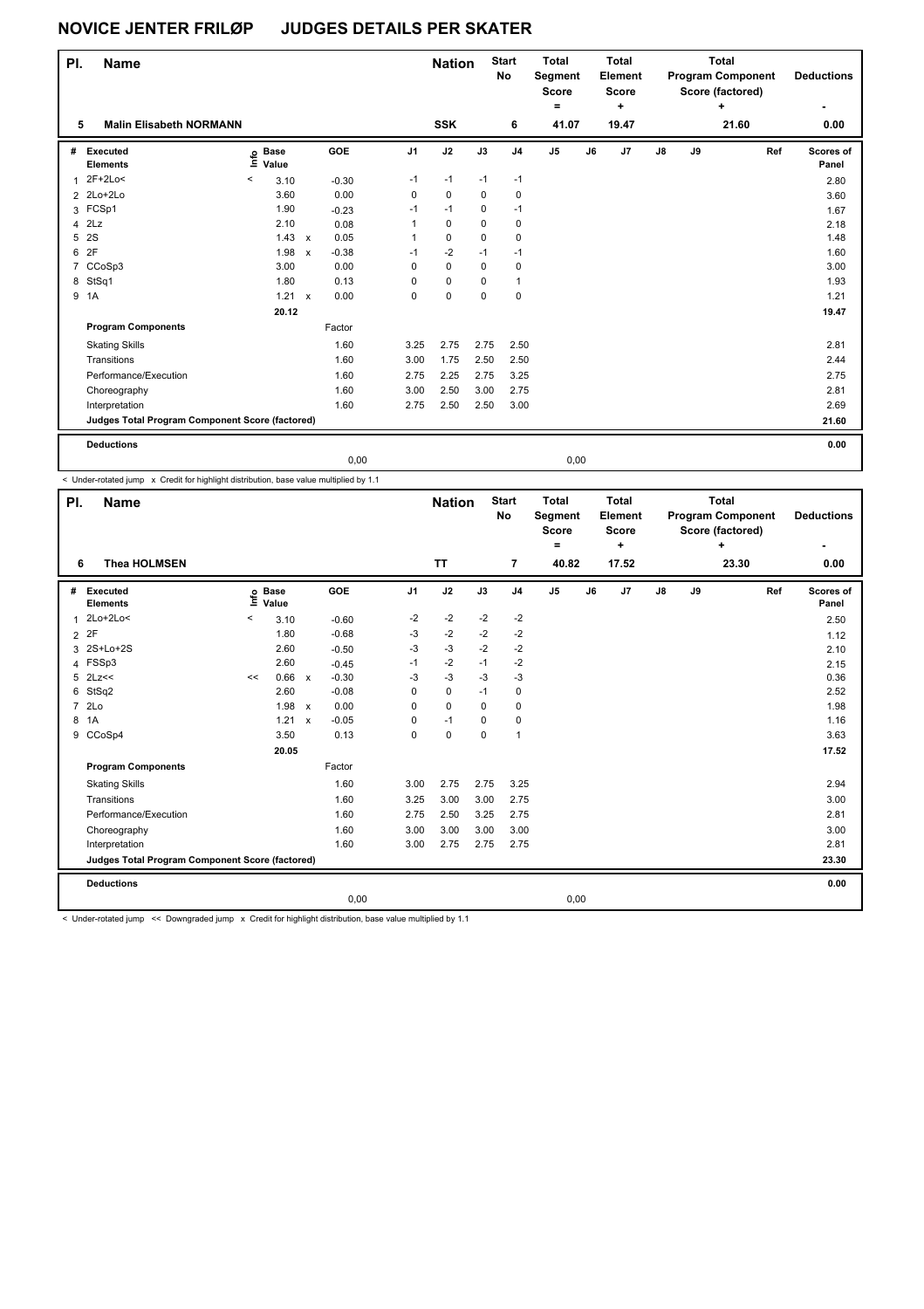# NOVICE JENTER FRILØP JUDGES DETAILS PER SKATER

| Pl. | Name | Nation | Start No | Total Segment Score = | Total Element Score + | Total Program Component Score (factored) + | Deductions - |
|---|---|---|---|---|---|---|---|
| 5 | Malin Elisabeth NORMANN | SSK | 6 | 41.07 | 19.47 | 21.60 | 0.00 |

| # | Executed Elements | Info | Base Value | | GOE | J1 | J2 | J3 | J4 | J5 | J6 | J7 | J8 | J9 | Ref | Scores of Panel |
|---|---|---|---|---|---|---|---|---|---|---|---|---|---|---|---|---|
| 1 | 2F+2Lo< | < | 3.10 | | -0.30 | -1 | -1 | -1 | -1 | | | | | | | 2.80 |
| 2 | 2Lo+2Lo | | 3.60 | | 0.00 | 0 | 0 | 0 | 0 | | | | | | | 3.60 |
| 3 | FCSp1 | | 1.90 | | -0.23 | -1 | -1 | 0 | -1 | | | | | | | 1.67 |
| 4 | 2Lz | | 2.10 | | 0.08 | 1 | 0 | 0 | 0 | | | | | | | 2.18 |
| 5 | 2S | | 1.43 | x | 0.05 | 1 | 0 | 0 | 0 | | | | | | | 1.48 |
| 6 | 2F | | 1.98 | x | -0.38 | -1 | -2 | -1 | -1 | | | | | | | 1.60 |
| 7 | CCoSp3 | | 3.00 | | 0.00 | 0 | 0 | 0 | 0 | | | | | | | 3.00 |
| 8 | StSq1 | | 1.80 | | 0.13 | 0 | 0 | 0 | 1 | | | | | | | 1.93 |
| 9 | 1A | | 1.21 | x | 0.00 | 0 | 0 | 0 | 0 | | | | | | | 1.21 |
| | | | 20.12 | | | | | | | | | | | | | 19.47 |
| | **Program Components** | | | | Factor | | | | | | | | | | | |
| | Skating Skills | | | | 1.60 | 3.25 | 2.75 | 2.75 | 2.50 | | | | | | | 2.81 |
| | Transitions | | | | 1.60 | 3.00 | 1.75 | 2.50 | 2.50 | | | | | | | 2.44 |
| | Performance/Execution | | | | 1.60 | 2.75 | 2.25 | 2.75 | 3.25 | | | | | | | 2.75 |
| | Choreography | | | | 1.60 | 3.00 | 2.50 | 3.00 | 2.75 | | | | | | | 2.81 |
| | Interpretation | | | | 1.60 | 2.75 | 2.50 | 2.50 | 3.00 | | | | | | | 2.69 |
| | Judges Total Program Component Score (factored) | | | | | | | | | | | | | | | 21.60 |
| | **Deductions** | | | | | | | | | | | | | | | 0.00 |
| | | | | | 0,00 | | | | | 0,00 | | | | | | |

< Under-rotated jump x Credit for highlight distribution, base value multiplied by 1.1

| Pl. | Name | Nation | Start No | Total Segment Score = | Total Element Score + | Total Program Component Score (factored) + | Deductions - |
|---|---|---|---|---|---|---|---|
| 6 | Thea HOLMSEN | TT | 7 | 40.82 | 17.52 | 23.30 | 0.00 |

| # | Executed Elements | Info | Base Value | | GOE | J1 | J2 | J3 | J4 | J5 | J6 | J7 | J8 | J9 | Ref | Scores of Panel |
|---|---|---|---|---|---|---|---|---|---|---|---|---|---|---|---|---|
| 1 | 2Lo+2Lo< | < | 3.10 | | -0.60 | -2 | -2 | -2 | -2 | | | | | | | 2.50 |
| 2 | 2F | | 1.80 | | -0.68 | -3 | -2 | -2 | -2 | | | | | | | 1.12 |
| 3 | 2S+Lo+2S | | 2.60 | | -0.50 | -3 | -3 | -2 | -2 | | | | | | | 2.10 |
| 4 | FSSp3 | | 2.60 | | -0.45 | -1 | -2 | -1 | -2 | | | | | | | 2.15 |
| 5 | 2Lz<< | << | 0.66 | x | -0.30 | -3 | -3 | -3 | -3 | | | | | | | 0.36 |
| 6 | StSq2 | | 2.60 | | -0.08 | 0 | 0 | -1 | 0 | | | | | | | 2.52 |
| 7 | 2Lo | | 1.98 | x | 0.00 | 0 | 0 | 0 | 0 | | | | | | | 1.98 |
| 8 | 1A | | 1.21 | x | -0.05 | 0 | -1 | 0 | 0 | | | | | | | 1.16 |
| 9 | CCoSp4 | | 3.50 | | 0.13 | 0 | 0 | 0 | 1 | | | | | | | 3.63 |
| | | | 20.05 | | | | | | | | | | | | | 17.52 |
| | **Program Components** | | | | Factor | | | | | | | | | | | |
| | Skating Skills | | | | 1.60 | 3.00 | 2.75 | 2.75 | 3.25 | | | | | | | 2.94 |
| | Transitions | | | | 1.60 | 3.25 | 3.00 | 3.00 | 2.75 | | | | | | | 3.00 |
| | Performance/Execution | | | | 1.60 | 2.75 | 2.50 | 3.25 | 2.75 | | | | | | | 2.81 |
| | Choreography | | | | 1.60 | 3.00 | 3.00 | 3.00 | 3.00 | | | | | | | 3.00 |
| | Interpretation | | | | 1.60 | 3.00 | 2.75 | 2.75 | 2.75 | | | | | | | 2.81 |
| | Judges Total Program Component Score (factored) | | | | | | | | | | | | | | | 23.30 |
| | **Deductions** | | | | | | | | | | | | | | | 0.00 |
| | | | | | 0,00 | | | | | 0,00 | | | | | | |

< Under-rotated jump << Downgraded jump x Credit for highlight distribution, base value multiplied by 1.1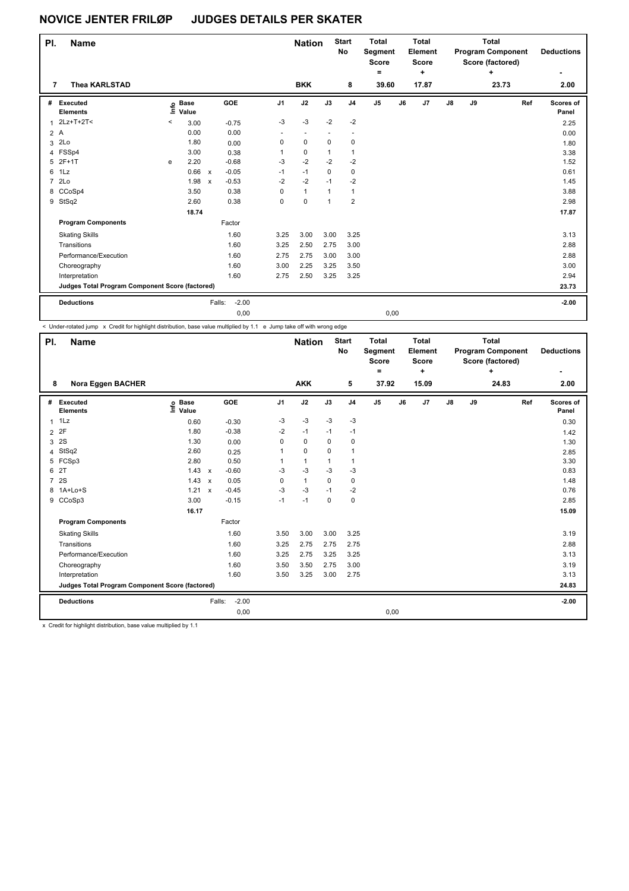# NOVICE JENTER FRILØP JUDGES DETAILS PER SKATER

| Pl. | Name | Nation | Start No | Total Segment Score = | Total Element Score + | Total Program Component Score (factored) + | Deductions - |
|---|---|---|---|---|---|---|---|
| 7 | Thea KARLSTAD | BKK | 8 | 39.60 | 17.87 | 23.73 | 2.00 |

| # | Executed Elements | Info | Base Value | | GOE | J1 | J2 | J3 | J4 | J5 | J6 | J7 | J8 | J9 | Ref | Scores of Panel |
|---|---|---|---|---|---|---|---|---|---|---|---|---|---|---|---|---|
| 1 | 2Lz+T+2T< | < | 3.00 | | -0.75 | -3 | -3 | -2 | -2 | | | | | | | 2.25 |
| 2 | A | | 0.00 | | 0.00 | - | - | - | - | | | | | | | 0.00 |
| 3 | 2Lo | | 1.80 | | 0.00 | 0 | 0 | 0 | 0 | | | | | | | 1.80 |
| 4 | FSSp4 | | 3.00 | | 0.38 | 1 | 0 | 1 | 1 | | | | | | | 3.38 |
| 5 | 2F+1T | e | 2.20 | | -0.68 | -3 | -2 | -2 | -2 | | | | | | | 1.52 |
| 6 | 1Lz | | 0.66 | x | -0.05 | -1 | -1 | 0 | 0 | | | | | | | 0.61 |
| 7 | 2Lo | | 1.98 | x | -0.53 | -2 | -2 | -1 | -2 | | | | | | | 1.45 |
| 8 | CCoSp4 | | 3.50 | | 0.38 | 0 | 1 | 1 | 1 | | | | | | | 3.88 |
| 9 | StSq2 | | 2.60 | | 0.38 | 0 | 0 | 1 | 2 | | | | | | | 2.98 |
| | | | 18.74 | | | | | | | | | | | | | 17.87 |
| | **Program Components** | | | | Factor | | | | | | | | | | | |
| | Skating Skills | | | | 1.60 | 3.25 | 3.00 | 3.00 | 3.25 | | | | | | | 3.13 |
| | Transitions | | | | 1.60 | 3.25 | 2.50 | 2.75 | 3.00 | | | | | | | 2.88 |
| | Performance/Execution | | | | 1.60 | 2.75 | 2.75 | 3.00 | 3.00 | | | | | | | 2.88 |
| | Choreography | | | | 1.60 | 3.00 | 2.25 | 3.25 | 3.50 | | | | | | | 3.00 |
| | Interpretation | | | | 1.60 | 2.75 | 2.50 | 3.25 | 3.25 | | | | | | | 2.94 |
| | **Judges Total Program Component Score (factored)** | | | | | | | | | | | | | | | 23.73 |
| | **Deductions** | | | Falls: | -2.00 | | | | | | | | | | | -2.00 |
| | | | | | 0,00 | | | | | 0,00 | | | | | | |

< Under-rotated jump x Credit for highlight distribution, base value multiplied by 1.1 e Jump take off with wrong edge

| Pl. | Name | Nation | Start No | Total Segment Score = | Total Element Score + | Total Program Component Score (factored) + | Deductions - |
|---|---|---|---|---|---|---|---|
| 8 | Nora Eggen BACHER | AKK | 5 | 37.92 | 15.09 | 24.83 | 2.00 |

| # | Executed Elements | Info | Base Value | | GOE | J1 | J2 | J3 | J4 | J5 | J6 | J7 | J8 | J9 | Ref | Scores of Panel |
|---|---|---|---|---|---|---|---|---|---|---|---|---|---|---|---|---|
| 1 | 1Lz | | 0.60 | | -0.30 | -3 | -3 | -3 | -3 | | | | | | | 0.30 |
| 2 | 2F | | 1.80 | | -0.38 | -2 | -1 | -1 | -1 | | | | | | | 1.42 |
| 3 | 2S | | 1.30 | | 0.00 | 0 | 0 | 0 | 0 | | | | | | | 1.30 |
| 4 | StSq2 | | 2.60 | | 0.25 | 1 | 0 | 0 | 1 | | | | | | | 2.85 |
| 5 | FCSp3 | | 2.80 | | 0.50 | 1 | 1 | 1 | 1 | | | | | | | 3.30 |
| 6 | 2T | | 1.43 | x | -0.60 | -3 | -3 | -3 | -3 | | | | | | | 0.83 |
| 7 | 2S | | 1.43 | x | 0.05 | 0 | 1 | 0 | 0 | | | | | | | 1.48 |
| 8 | 1A+Lo+S | | 1.21 | x | -0.45 | -3 | -3 | -1 | -2 | | | | | | | 0.76 |
| 9 | CCoSp3 | | 3.00 | | -0.15 | -1 | -1 | 0 | 0 | | | | | | | 2.85 |
| | | | 16.17 | | | | | | | | | | | | | 15.09 |
| | **Program Components** | | | | Factor | | | | | | | | | | | |
| | Skating Skills | | | | 1.60 | 3.50 | 3.00 | 3.00 | 3.25 | | | | | | | 3.19 |
| | Transitions | | | | 1.60 | 3.25 | 2.75 | 2.75 | 2.75 | | | | | | | 2.88 |
| | Performance/Execution | | | | 1.60 | 3.25 | 2.75 | 3.25 | 3.25 | | | | | | | 3.13 |
| | Choreography | | | | 1.60 | 3.50 | 3.50 | 2.75 | 3.00 | | | | | | | 3.19 |
| | Interpretation | | | | 1.60 | 3.50 | 3.25 | 3.00 | 2.75 | | | | | | | 3.13 |
| | **Judges Total Program Component Score (factored)** | | | | | | | | | | | | | | | 24.83 |
| | **Deductions** | | | Falls: | -2.00 | | | | | | | | | | | -2.00 |
| | | | | | 0,00 | | | | | 0,00 | | | | | | |

x Credit for highlight distribution, base value multiplied by 1.1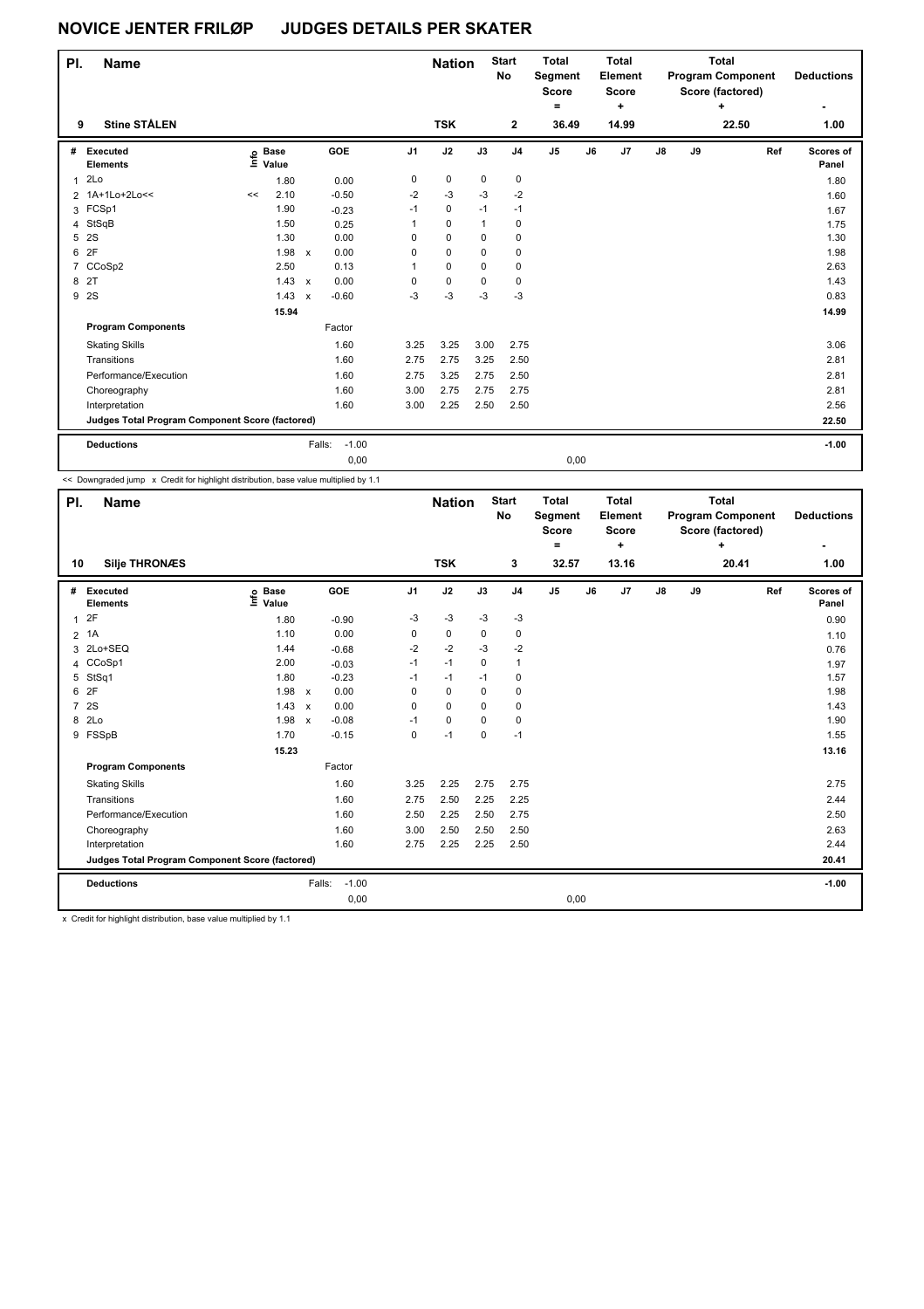# NOVICE JENTER FRILØP JUDGES DETAILS PER SKATER

| Pl. | Name | Nation | Start No | Total Segment Score = | Total Element Score + | Total Program Component Score (factored) + | Deductions - |
|---|---|---|---|---|---|---|---|
| 9 | Stine STÅLEN | TSK | 2 | 36.49 | 14.99 | 22.50 | 1.00 |

| # | Executed Elements | Info | Base Value | | GOE | J1 | J2 | J3 | J4 | J5 | J6 | J7 | J8 | J9 | Ref | Scores of Panel |
|---|---|---|---|---|---|---|---|---|---|---|---|---|---|---|---|---|
| 1 | 2Lo | | 1.80 | | 0.00 | 0 | 0 | 0 | 0 | | | | | | | 1.80 |
| 2 | 1A+1Lo+2Lo<< | << | 2.10 | | -0.50 | -2 | -3 | -3 | -2 | | | | | | | 1.60 |
| 3 | FCSp1 | | 1.90 | | -0.23 | -1 | 0 | -1 | -1 | | | | | | | 1.67 |
| 4 | StSqB | | 1.50 | | 0.25 | 1 | 0 | 1 | 0 | | | | | | | 1.75 |
| 5 | 2S | | 1.30 | | 0.00 | 0 | 0 | 0 | 0 | | | | | | | 1.30 |
| 6 | 2F | | 1.98 | x | 0.00 | 0 | 0 | 0 | 0 | | | | | | | 1.98 |
| 7 | CCoSp2 | | 2.50 | | 0.13 | 1 | 0 | 0 | 0 | | | | | | | 2.63 |
| 8 | 2T | | 1.43 | x | 0.00 | 0 | 0 | 0 | 0 | | | | | | | 1.43 |
| 9 | 2S | | 1.43 | x | -0.60 | -3 | -3 | -3 | -3 | | | | | | | 0.83 |
| | | | 15.94 | | | | | | | | | | | | | 14.99 |
| | **Program Components** | | | | Factor | | | | | | | | | | | |
| | Skating Skills | | | | 1.60 | 3.25 | 3.25 | 3.00 | 2.75 | | | | | | | 3.06 |
| | Transitions | | | | 1.60 | 2.75 | 2.75 | 3.25 | 2.50 | | | | | | | 2.81 |
| | Performance/Execution | | | | 1.60 | 2.75 | 3.25 | 2.75 | 2.50 | | | | | | | 2.81 |
| | Choreography | | | | 1.60 | 3.00 | 2.75 | 2.75 | 2.75 | | | | | | | 2.81 |
| | Interpretation | | | | 1.60 | 3.00 | 2.25 | 2.50 | 2.50 | | | | | | | 2.56 |
| | **Judges Total Program Component Score (factored)** | | | | | | | | | | | | | | | 22.50 |
| | **Deductions** | | | Falls: | -1.00 | | | | | | | | | | | -1.00 |
| | | | | | 0,00 | | | | | 0,00 | | | | | | |

<< Downgraded jump x Credit for highlight distribution, base value multiplied by 1.1

| Pl. | Name | Nation | Start No | Total Segment Score = | Total Element Score + | Total Program Component Score (factored) + | Deductions - |
|---|---|---|---|---|---|---|---|
| 10 | Silje THRONÆS | TSK | 3 | 32.57 | 13.16 | 20.41 | 1.00 |

| # | Executed Elements | Info | Base Value | | GOE | J1 | J2 | J3 | J4 | J5 | J6 | J7 | J8 | J9 | Ref | Scores of Panel |
|---|---|---|---|---|---|---|---|---|---|---|---|---|---|---|---|---|
| 1 | 2F | | 1.80 | | -0.90 | -3 | -3 | -3 | -3 | | | | | | | 0.90 |
| 2 | 1A | | 1.10 | | 0.00 | 0 | 0 | 0 | 0 | | | | | | | 1.10 |
| 3 | 2Lo+SEQ | | 1.44 | | -0.68 | -2 | -2 | -3 | -2 | | | | | | | 0.76 |
| 4 | CCoSp1 | | 2.00 | | -0.03 | -1 | -1 | 0 | 1 | | | | | | | 1.97 |
| 5 | StSq1 | | 1.80 | | -0.23 | -1 | -1 | -1 | 0 | | | | | | | 1.57 |
| 6 | 2F | | 1.98 | x | 0.00 | 0 | 0 | 0 | 0 | | | | | | | 1.98 |
| 7 | 2S | | 1.43 | x | 0.00 | 0 | 0 | 0 | 0 | | | | | | | 1.43 |
| 8 | 2Lo | | 1.98 | x | -0.08 | -1 | 0 | 0 | 0 | | | | | | | 1.90 |
| 9 | FSSpB | | 1.70 | | -0.15 | 0 | -1 | 0 | -1 | | | | | | | 1.55 |
| | | | 15.23 | | | | | | | | | | | | | 13.16 |
| | **Program Components** | | | | Factor | | | | | | | | | | | |
| | Skating Skills | | | | 1.60 | 3.25 | 2.25 | 2.75 | 2.75 | | | | | | | 2.75 |
| | Transitions | | | | 1.60 | 2.75 | 2.50 | 2.25 | 2.25 | | | | | | | 2.44 |
| | Performance/Execution | | | | 1.60 | 2.50 | 2.25 | 2.50 | 2.75 | | | | | | | 2.50 |
| | Choreography | | | | 1.60 | 3.00 | 2.50 | 2.50 | 2.50 | | | | | | | 2.63 |
| | Interpretation | | | | 1.60 | 2.75 | 2.25 | 2.25 | 2.50 | | | | | | | 2.44 |
| | **Judges Total Program Component Score (factored)** | | | | | | | | | | | | | | | 20.41 |
| | **Deductions** | | | Falls: | -1.00 | | | | | | | | | | | -1.00 |
| | | | | | 0,00 | | | | | 0,00 | | | | | | |

x Credit for highlight distribution, base value multiplied by 1.1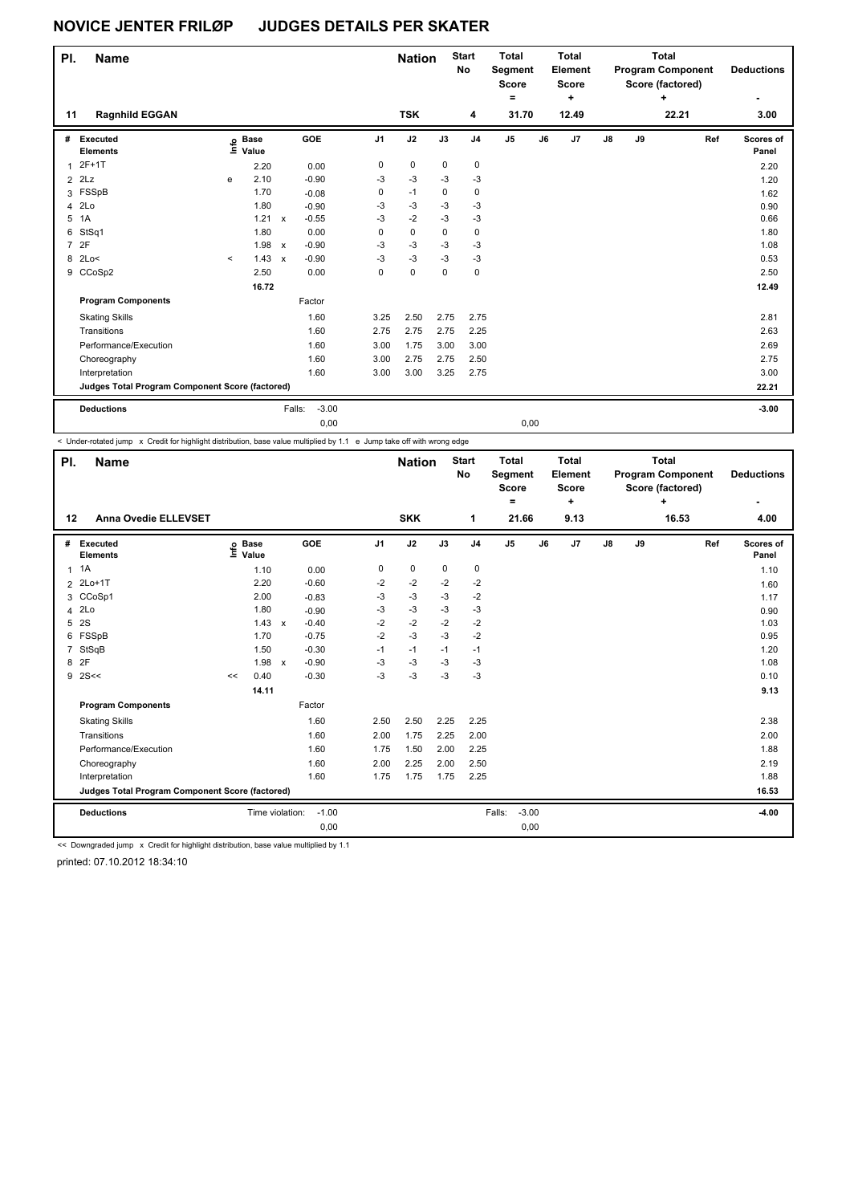# NOVICE JENTER FRILØP JUDGES DETAILS PER SKATER

| Pl. | Name | Nation | Start No | Total Segment Score = | Total Element Score + | Total Program Component Score (factored) + | Deductions - |
|---|---|---|---|---|---|---|---|
| 11 | Ragnhild EGGAN | TSK | 4 | 31.70 | 12.49 | 22.21 | 3.00 |

| # | Executed Elements | Info | Base Value | | GOE | J1 | J2 | J3 | J4 | J5 | J6 | J7 | J8 | J9 | Ref | Scores of Panel |
|---|---|---|---|---|---|---|---|---|---|---|---|---|---|---|---|---|
| 1 | 2F+1T | | 2.20 | | 0.00 | 0 | 0 | 0 | 0 | | | | | | | 2.20 |
| 2 | 2Lz | e | 2.10 | | -0.90 | -3 | -3 | -3 | -3 | | | | | | | 1.20 |
| 3 | FSSpB | | 1.70 | | -0.08 | 0 | -1 | 0 | 0 | | | | | | | 1.62 |
| 4 | 2Lo | | 1.80 | | -0.90 | -3 | -3 | -3 | -3 | | | | | | | 0.90 |
| 5 | 1A | | 1.21 | x | -0.55 | -3 | -2 | -3 | -3 | | | | | | | 0.66 |
| 6 | StSq1 | | 1.80 | | 0.00 | 0 | 0 | 0 | 0 | | | | | | | 1.80 |
| 7 | 2F | | 1.98 | x | -0.90 | -3 | -3 | -3 | -3 | | | | | | | 1.08 |
| 8 | 2Lo< | < | 1.43 | x | -0.90 | -3 | -3 | -3 | -3 | | | | | | | 0.53 |
| 9 | CCoSp2 | | 2.50 | | 0.00 | 0 | 0 | 0 | 0 | | | | | | | 2.50 |
| | | | 16.72 | | | | | | | | | | | | | 12.49 |

| Program Components | Factor | J1 | J2 | J3 | J4 | J5 | J6 | J7 | J8 | J9 | Ref | Scores of Panel |
|---|---|---|---|---|---|---|---|---|---|---|---|---|
| Skating Skills | 1.60 | 3.25 | 2.50 | 2.75 | 2.75 | | | | | | | 2.81 |
| Transitions | 1.60 | 2.75 | 2.75 | 2.75 | 2.25 | | | | | | | 2.63 |
| Performance/Execution | 1.60 | 3.00 | 1.75 | 3.00 | 3.00 | | | | | | | 2.69 |
| Choreography | 1.60 | 3.00 | 2.75 | 2.75 | 2.50 | | | | | | | 2.75 |
| Interpretation | 1.60 | 3.00 | 3.00 | 3.25 | 2.75 | | | | | | | 3.00 |
| Judges Total Program Component Score (factored) | | | | | | | | | | | | 22.21 |

| Deductions | | | |
|---|---|---|---|
| Falls: | -3.00 | | -3.00 |
| | 0,00 | 0,00 | |

< Under-rotated jump x Credit for highlight distribution, base value multiplied by 1.1 e Jump take off with wrong edge

| Pl. | Name | Nation | Start No | Total Segment Score = | Total Element Score + | Total Program Component Score (factored) + | Deductions - |
|---|---|---|---|---|---|---|---|
| 12 | Anna Ovedie ELLEVSET | SKK | 1 | 21.66 | 9.13 | 16.53 | 4.00 |

| # | Executed Elements | Info | Base Value | | GOE | J1 | J2 | J3 | J4 | J5 | J6 | J7 | J8 | J9 | Ref | Scores of Panel |
|---|---|---|---|---|---|---|---|---|---|---|---|---|---|---|---|---|
| 1 | 1A | | 1.10 | | 0.00 | 0 | 0 | 0 | 0 | | | | | | | 1.10 |
| 2 | 2Lo+1T | | 2.20 | | -0.60 | -2 | -2 | -2 | -2 | | | | | | | 1.60 |
| 3 | CCoSp1 | | 2.00 | | -0.83 | -3 | -3 | -3 | -2 | | | | | | | 1.17 |
| 4 | 2Lo | | 1.80 | | -0.90 | -3 | -3 | -3 | -3 | | | | | | | 0.90 |
| 5 | 2S | | 1.43 | x | -0.40 | -2 | -2 | -2 | -2 | | | | | | | 1.03 |
| 6 | FSSpB | | 1.70 | | -0.75 | -2 | -3 | -3 | -2 | | | | | | | 0.95 |
| 7 | StSqB | | 1.50 | | -0.30 | -1 | -1 | -1 | -1 | | | | | | | 1.20 |
| 8 | 2F | | 1.98 | x | -0.90 | -3 | -3 | -3 | -3 | | | | | | | 1.08 |
| 9 | 2S<< | << | 0.40 | | -0.30 | -3 | -3 | -3 | -3 | | | | | | | 0.10 |
| | | | 14.11 | | | | | | | | | | | | | 9.13 |

| Program Components | Factor | J1 | J2 | J3 | J4 | J5 | J6 | J7 | J8 | J9 | Ref | Scores of Panel |
|---|---|---|---|---|---|---|---|---|---|---|---|---|
| Skating Skills | 1.60 | 2.50 | 2.50 | 2.25 | 2.25 | | | | | | | 2.38 |
| Transitions | 1.60 | 2.00 | 1.75 | 2.25 | 2.00 | | | | | | | 2.00 |
| Performance/Execution | 1.60 | 1.75 | 1.50 | 2.00 | 2.25 | | | | | | | 1.88 |
| Choreography | 1.60 | 2.00 | 2.25 | 2.00 | 2.50 | | | | | | | 2.19 |
| Interpretation | 1.60 | 1.75 | 1.75 | 1.75 | 2.25 | | | | | | | 1.88 |
| Judges Total Program Component Score (factored) | | | | | | | | | | | | 16.53 |

| Deductions | | | | |
|---|---|---|---|---|
| Time violation: | -1.00 | Falls: | -3.00 | -4.00 |
| | 0,00 | | 0,00 | |

<< Downgraded jump x Credit for highlight distribution, base value multiplied by 1.1

printed: 07.10.2012 18:34:10